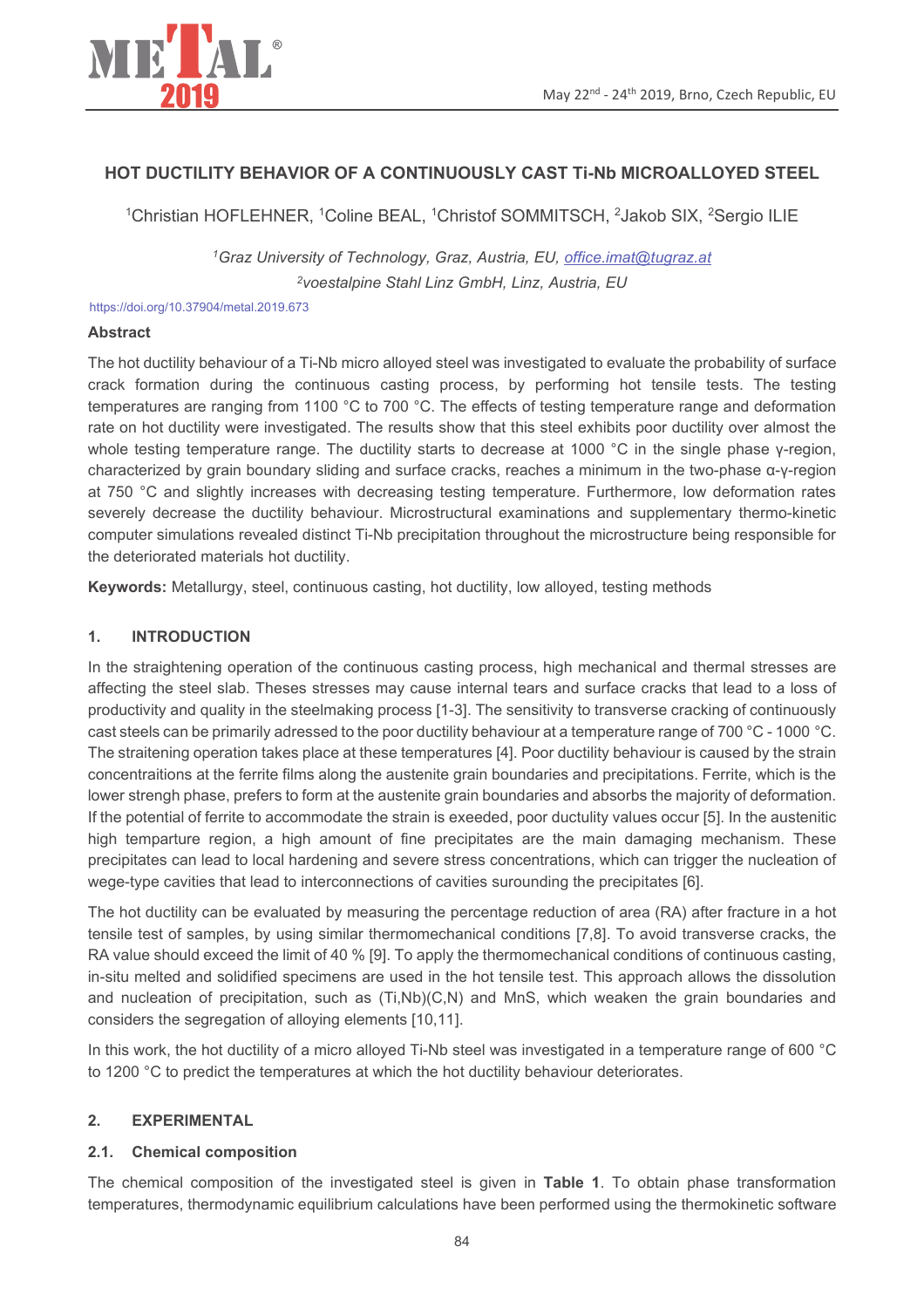# HOT DUCTILITY BEHAVIOR OF A CONTINUOUSLY CAST Ti-Nb MICROALLOYED STEEL

[1]Christian HOFLEHNER, [1]Coline BEAL, [1]Christof SOMMITSCH, [2]Jakob SIX, [2]Sergio ILIE

*[1]Graz University of Technology, Graz, Austria, EU, office.imat@tugraz.at*
*[2]voestalpine Stahl Linz GmbH, Linz, Austria, EU*

https://doi.org/10.37904/metal.2019.673

## Abstract

The hot ductility behaviour of a Ti-Nb micro alloyed steel was investigated to evaluate the probability of surface crack formation during the continuous casting process, by performing hot tensile tests. The testing temperatures are ranging from 1100 °C to 700 °C. The effects of testing temperature range and deformation rate on hot ductility were investigated. The results show that this steel exhibits poor ductility over almost the whole testing temperature range. The ductility starts to decrease at 1000 °C in the single phase γ-region, characterized by grain boundary sliding and surface cracks, reaches a minimum in the two-phase α-γ-region at 750 °C and slightly increases with decreasing testing temperature. Furthermore, low deformation rates severely decrease the ductility behaviour. Microstructural examinations and supplementary thermo-kinetic computer simulations revealed distinct Ti-Nb precipitation throughout the microstructure being responsible for the deteriorated materials hot ductility.

**Keywords:** Metallurgy, steel, continuous casting, hot ductility, low alloyed, testing methods

## 1. INTRODUCTION

In the straightening operation of the continuous casting process, high mechanical and thermal stresses are affecting the steel slab. Theses stresses may cause internal tears and surface cracks that lead to a loss of productivity and quality in the steelmaking process [1-3]. The sensitivity to transverse cracking of continuously cast steels can be primarily adressed to the poor ductility behaviour at a temperature range of 700 °C - 1000 °C. The straitening operation takes place at these temperatures [4]. Poor ductility behaviour is caused by the strain concentraitions at the ferrite films along the austenite grain boundaries and precipitations. Ferrite, which is the lower strengh phase, prefers to form at the austenite grain boundaries and absorbs the majority of deformation. If the potential of ferrite to accommodate the strain is exeeded, poor ductulity values occur [5]. In the austenitic high temparture region, a high amount of fine precipitates are the main damaging mechanism. These precipitates can lead to local hardening and severe stress concentrations, which can trigger the nucleation of wege-type cavities that lead to interconnections of cavities surounding the precipitates [6].

The hot ductility can be evaluated by measuring the percentage reduction of area (RA) after fracture in a hot tensile test of samples, by using similar thermomechanical conditions [7,8]. To avoid transverse cracks, the RA value should exceed the limit of 40 % [9]. To apply the thermomechanical conditions of continuous casting, in-situ melted and solidified specimens are used in the hot tensile test. This approach allows the dissolution and nucleation of precipitation, such as (Ti,Nb)(C,N) and MnS, which weaken the grain boundaries and considers the segregation of alloying elements [10,11].

In this work, the hot ductility of a micro alloyed Ti-Nb steel was investigated in a temperature range of 600 °C to 1200 °C to predict the temperatures at which the hot ductility behaviour deteriorates.

## 2. EXPERIMENTAL

### 2.1. Chemical composition

The chemical composition of the investigated steel is given in **Table 1**. To obtain phase transformation temperatures, thermodynamic equilibrium calculations have been performed using the thermokinetic software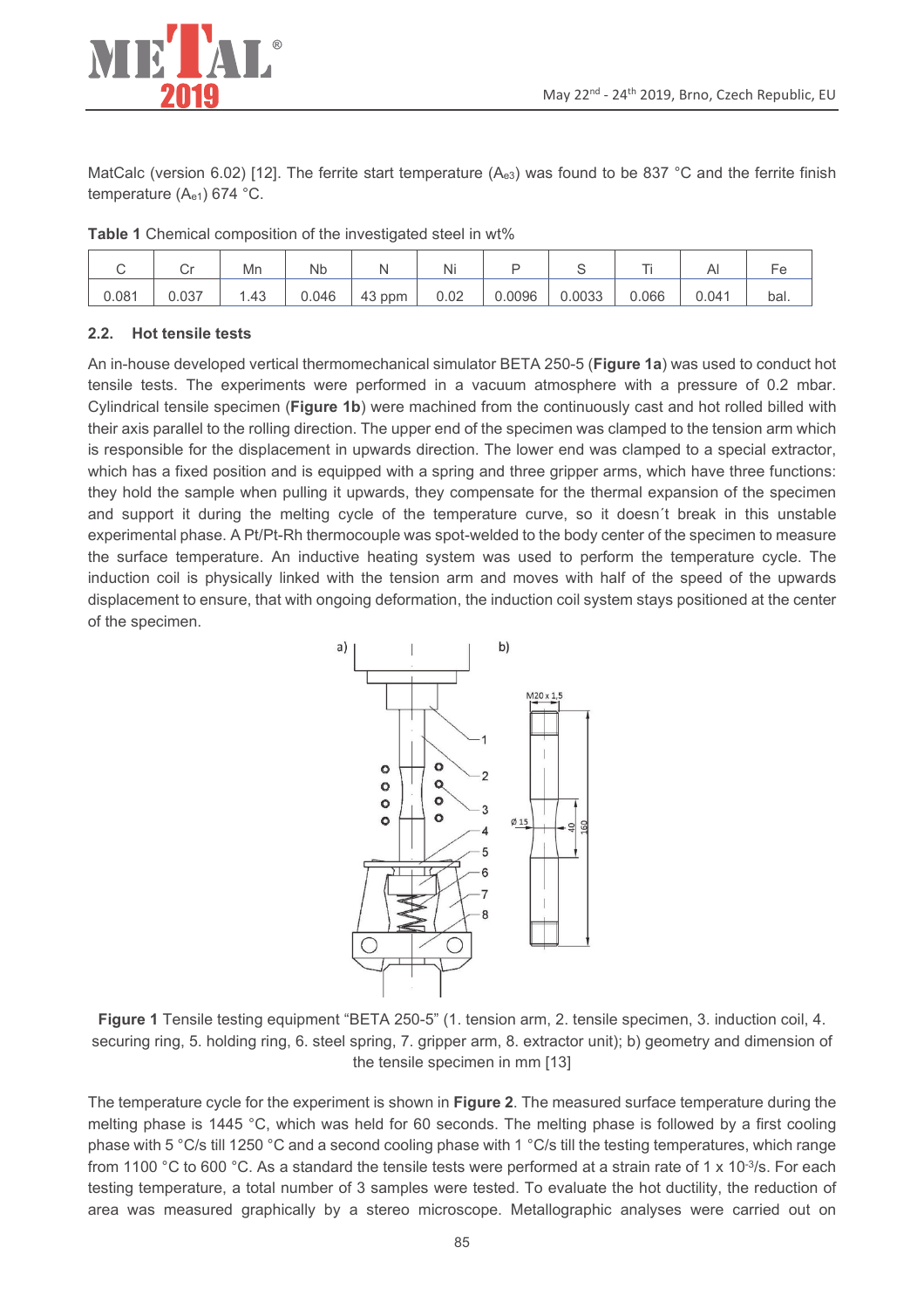MatCalc (version 6.02) [12]. The ferrite start temperature ($A_{e3}$) was found to be 837 °C and the ferrite finish temperature ($A_{e1}$) 674 °C.

**Table 1** Chemical composition of the investigated steel in wt%

| C | Cr | Mn | Nb | N | Ni | P | S | Ti | Al | Fe |
|---|---|---|---|---|---|---|---|---|---|---|
| 0.081 | 0.037 | 1.43 | 0.046 | 43 ppm | 0.02 | 0.0096 | 0.0033 | 0.066 | 0.041 | bal. |

### 2.2. Hot tensile tests

An in-house developed vertical thermomechanical simulator BETA 250-5 (**Figure 1a**) was used to conduct hot tensile tests. The experiments were performed in a vacuum atmosphere with a pressure of 0.2 mbar. Cylindrical tensile specimen (**Figure 1b**) were machined from the continuously cast and hot rolled billed with their axis parallel to the rolling direction. The upper end of the specimen was clamped to the tension arm which is responsible for the displacement in upwards direction. The lower end was clamped to a special extractor, which has a fixed position and is equipped with a spring and three gripper arms, which have three functions: they hold the sample when pulling it upwards, they compensate for the thermal expansion of the specimen and support it during the melting cycle of the temperature curve, so it doesn´t break in this unstable experimental phase. A Pt/Pt-Rh thermocouple was spot-welded to the body center of the specimen to measure the surface temperature. An inductive heating system was used to perform the temperature cycle. The induction coil is physically linked with the tension arm and moves with half of the speed of the upwards displacement to ensure, that with ongoing deformation, the induction coil system stays positioned at the center of the specimen.

**Figure 1** Tensile testing equipment "BETA 250-5" (1. tension arm, 2. tensile specimen, 3. induction coil, 4. securing ring, 5. holding ring, 6. steel spring, 7. gripper arm, 8. extractor unit); b) geometry and dimension of the tensile specimen in mm [13]

The temperature cycle for the experiment is shown in **Figure 2**. The measured surface temperature during the melting phase is 1445 °C, which was held for 60 seconds. The melting phase is followed by a first cooling phase with 5 °C/s till 1250 °C and a second cooling phase with 1 °C/s till the testing temperatures, which range from 1100 °C to 600 °C. As a standard the tensile tests were performed at a strain rate of 1 x $10^{-3}$/s. For each testing temperature, a total number of 3 samples were tested. To evaluate the hot ductility, the reduction of area was measured graphically by a stereo microscope. Metallographic analyses were carried out on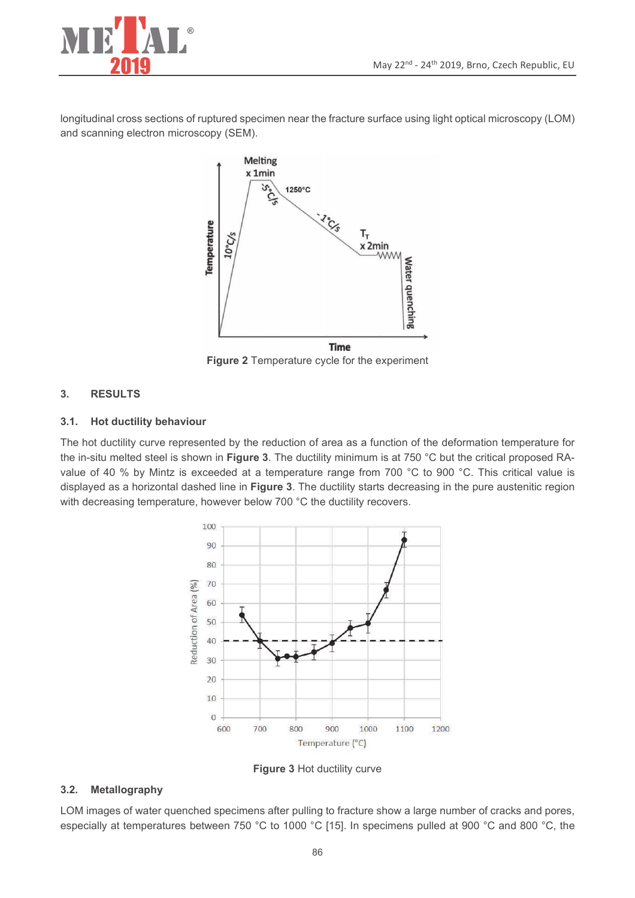longitudinal cross sections of ruptured specimen near the fracture surface using light optical microscopy (LOM) and scanning electron microscopy (SEM).

**Figure 2** Temperature cycle for the experiment

## 3. RESULTS

### 3.1. Hot ductility behaviour

The hot ductility curve represented by the reduction of area as a function of the deformation temperature for the in-situ melted steel is shown in **Figure 3**. The ductility minimum is at 750 °C but the critical proposed RA-value of 40 % by Mintz is exceeded at a temperature range from 700 °C to 900 °C. This critical value is displayed as a horizontal dashed line in **Figure 3**. The ductility starts decreasing in the pure austenitic region with decreasing temperature, however below 700 °C the ductility recovers.

**Figure 3** Hot ductility curve

### 3.2. Metallography

LOM images of water quenched specimens after pulling to fracture show a large number of cracks and pores, especially at temperatures between 750 °C to 1000 °C [15]. In specimens pulled at 900 °C and 800 °C, the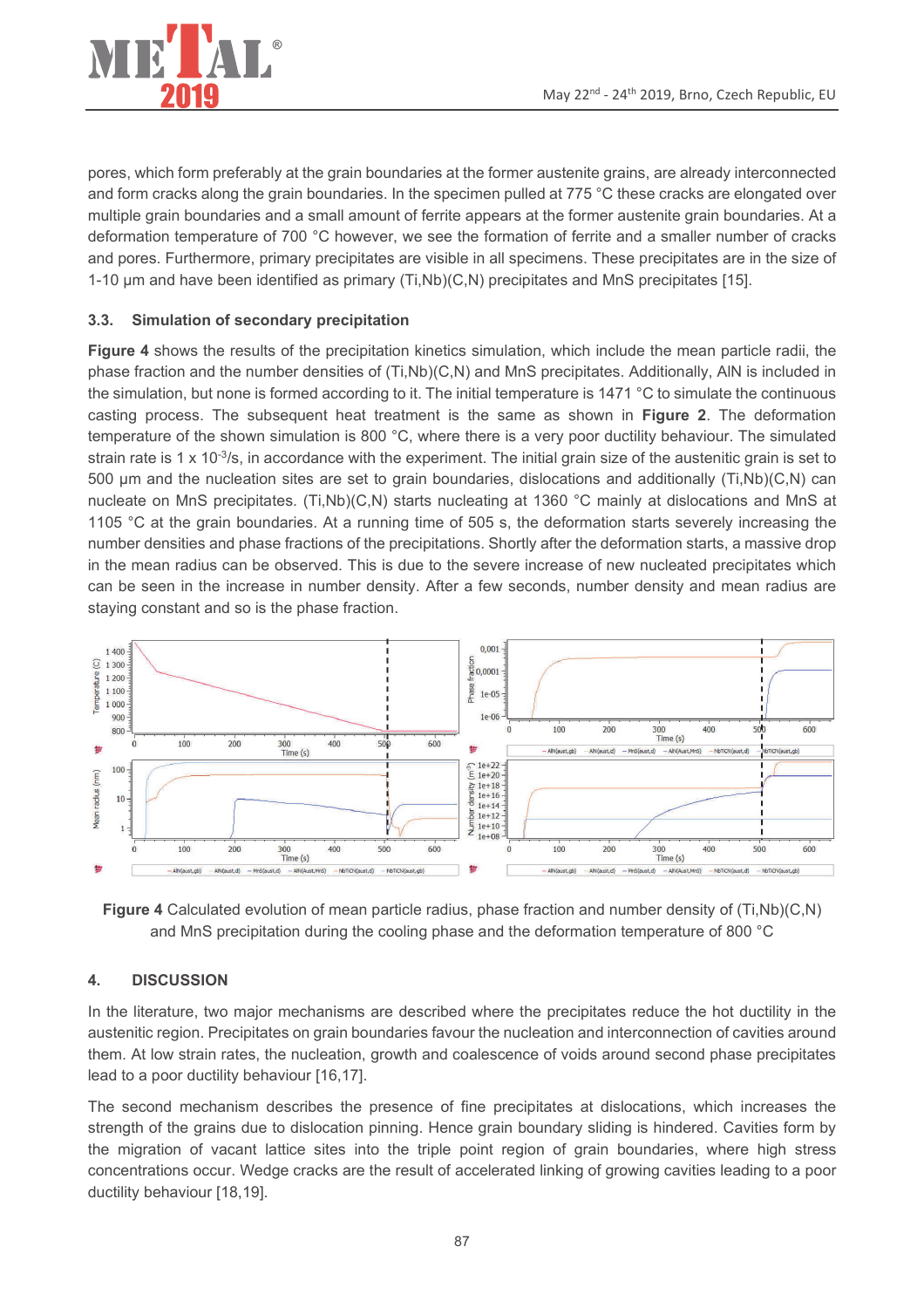pores, which form preferably at the grain boundaries at the former austenite grains, are already interconnected and form cracks along the grain boundaries. In the specimen pulled at 775 °C these cracks are elongated over multiple grain boundaries and a small amount of ferrite appears at the former austenite grain boundaries. At a deformation temperature of 700 °C however, we see the formation of ferrite and a smaller number of cracks and pores. Furthermore, primary precipitates are visible in all specimens. These precipitates are in the size of 1-10 µm and have been identified as primary (Ti,Nb)(C,N) precipitates and MnS precipitates [15].

### 3.3. Simulation of secondary precipitation

**Figure 4** shows the results of the precipitation kinetics simulation, which include the mean particle radii, the phase fraction and the number densities of (Ti,Nb)(C,N) and MnS precipitates. Additionally, AlN is included in the simulation, but none is formed according to it. The initial temperature is 1471 °C to simulate the continuous casting process. The subsequent heat treatment is the same as shown in **Figure 2**. The deformation temperature of the shown simulation is 800 °C, where there is a very poor ductility behaviour. The simulated strain rate is $1 \times 10^{-3}$/s, in accordance with the experiment. The initial grain size of the austenitic grain is set to 500 µm and the nucleation sites are set to grain boundaries, dislocations and additionally (Ti,Nb)(C,N) can nucleate on MnS precipitates. (Ti,Nb)(C,N) starts nucleating at 1360 °C mainly at dislocations and MnS at 1105 °C at the grain boundaries. At a running time of 505 s, the deformation starts severely increasing the number densities and phase fractions of the precipitations. Shortly after the deformation starts, a massive drop in the mean radius can be observed. This is due to the severe increase of new nucleated precipitates which can be seen in the increase in number density. After a few seconds, number density and mean radius are staying constant and so is the phase fraction.

**Figure 4** Calculated evolution of mean particle radius, phase fraction and number density of (Ti,Nb)(C,N) and MnS precipitation during the cooling phase and the deformation temperature of 800 °C

## 4. DISCUSSION

In the literature, two major mechanisms are described where the precipitates reduce the hot ductility in the austenitic region. Precipitates on grain boundaries favour the nucleation and interconnection of cavities around them. At low strain rates, the nucleation, growth and coalescence of voids around second phase precipitates lead to a poor ductility behaviour [16,17].

The second mechanism describes the presence of fine precipitates at dislocations, which increases the strength of the grains due to dislocation pinning. Hence grain boundary sliding is hindered. Cavities form by the migration of vacant lattice sites into the triple point region of grain boundaries, where high stress concentrations occur. Wedge cracks are the result of accelerated linking of growing cavities leading to a poor ductility behaviour [18,19].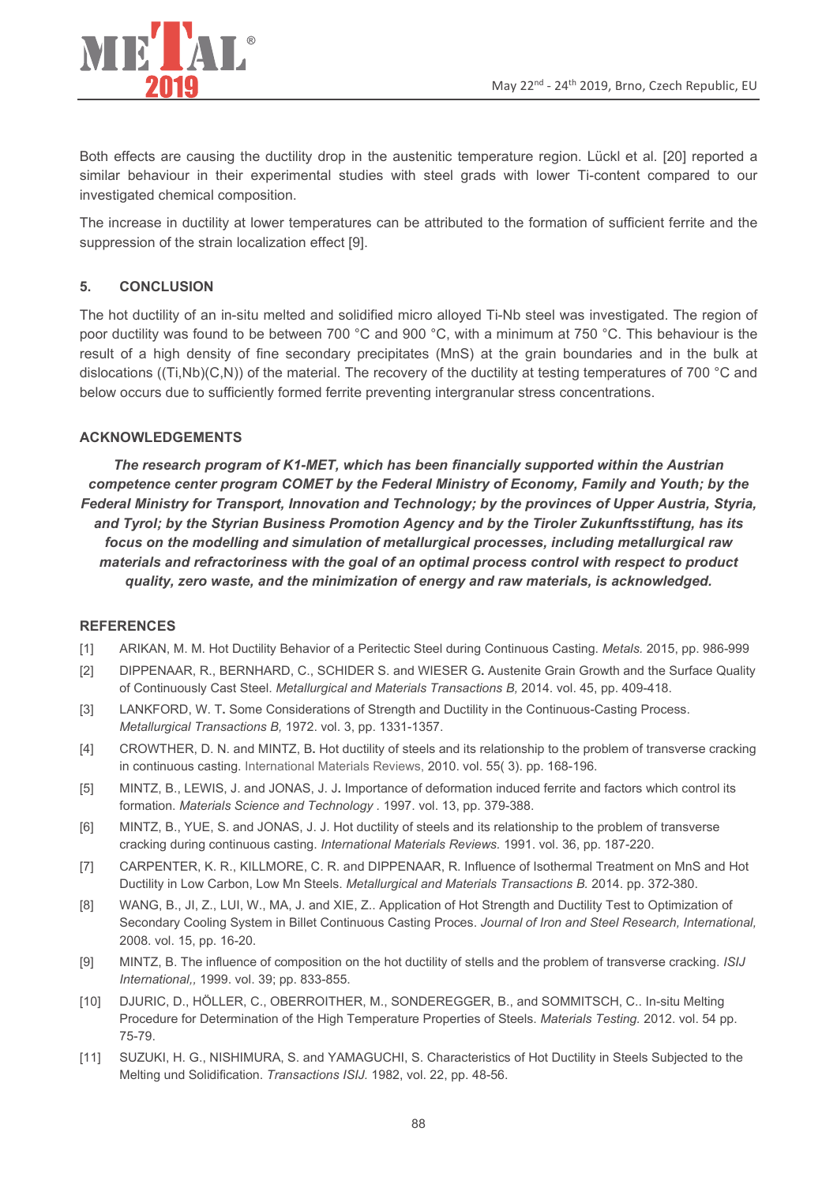Both effects are causing the ductility drop in the austenitic temperature region. Lückl et al. [20] reported a similar behaviour in their experimental studies with steel grads with lower Ti-content compared to our investigated chemical composition.

The increase in ductility at lower temperatures can be attributed to the formation of sufficient ferrite and the suppression of the strain localization effect [9].

## 5. CONCLUSION

The hot ductility of an in-situ melted and solidified micro alloyed Ti-Nb steel was investigated. The region of poor ductility was found to be between 700 °C and 900 °C, with a minimum at 750 °C. This behaviour is the result of a high density of fine secondary precipitates (MnS) at the grain boundaries and in the bulk at dislocations ((Ti,Nb)(C,N)) of the material. The recovery of the ductility at testing temperatures of 700 °C and below occurs due to sufficiently formed ferrite preventing intergranular stress concentrations.

## ACKNOWLEDGEMENTS

***The research program of K1-MET, which has been financially supported within the Austrian competence center program COMET by the Federal Ministry of Economy, Family and Youth; by the Federal Ministry for Transport, Innovation and Technology; by the provinces of Upper Austria, Styria, and Tyrol; by the Styrian Business Promotion Agency and by the Tiroler Zukunftsstiftung, has its focus on the modelling and simulation of metallurgical processes, including metallurgical raw materials and refractoriness with the goal of an optimal process control with respect to product quality, zero waste, and the minimization of energy and raw materials, is acknowledged.***

## REFERENCES

[1] ARIKAN, M. M. Hot Ductility Behavior of a Peritectic Steel during Continuous Casting. *Metals.* 2015, pp. 986-999

[2] DIPPENAAR, R., BERNHARD, C., SCHIDER S. and WIESER G. Austenite Grain Growth and the Surface Quality of Continuously Cast Steel. *Metallurgical and Materials Transactions B,* 2014. vol. 45, pp. 409-418.

[3] LANKFORD, W. T. Some Considerations of Strength and Ductility in the Continuous-Casting Process. *Metallurgical Transactions B,* 1972. vol. 3, pp. 1331-1357.

[4] CROWTHER, D. N. and MINTZ, B. Hot ductility of steels and its relationship to the problem of transverse cracking in continuous casting. International Materials Reviews, 2010. vol. 55( 3). pp. 168-196.

[5] MINTZ, B., LEWIS, J. and JONAS, J. J. Importance of deformation induced ferrite and factors which control its formation. *Materials Science and Technology* . 1997. vol. 13, pp. 379-388.

[6] MINTZ, B., YUE, S. and JONAS, J. J. Hot ductility of steels and its relationship to the problem of transverse cracking during continuous casting. *International Materials Reviews.* 1991. vol. 36, pp. 187-220.

[7] CARPENTER, K. R., KILLMORE, C. R. and DIPPENAAR, R. Influence of Isothermal Treatment on MnS and Hot Ductility in Low Carbon, Low Mn Steels. *Metallurgical and Materials Transactions B.* 2014. pp. 372-380.

[8] WANG, B., JI, Z., LUI, W., MA, J. and XIE, Z.. Application of Hot Strength and Ductility Test to Optimization of Secondary Cooling System in Billet Continuous Casting Proces. *Journal of Iron and Steel Research, International,* 2008. vol. 15, pp. 16-20.

[9] MINTZ, B. The influence of composition on the hot ductility of stells and the problem of transverse cracking. *ISIJ International,,* 1999. vol. 39; pp. 833-855.

[10] DJURIC, D., HÖLLER, C., OBERROITHER, M., SONDEREGGER, B., and SOMMITSCH, C.. In-situ Melting Procedure for Determination of the High Temperature Properties of Steels. *Materials Testing.* 2012. vol. 54 pp. 75-79.

[11] SUZUKI, H. G., NISHIMURA, S. and YAMAGUCHI, S. Characteristics of Hot Ductility in Steels Subjected to the Melting und Solidification. *Transactions ISIJ.* 1982, vol. 22, pp. 48-56.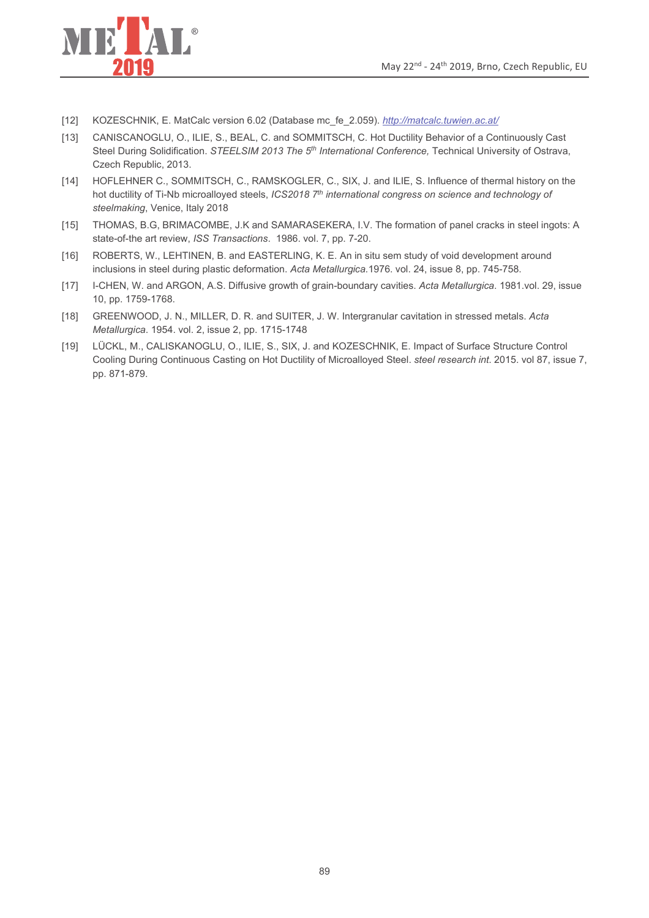[12] KOZESCHNIK, E. MatCalc version 6.02 (Database mc_fe_2.059). *http://matcalc.tuwien.ac.at/*

[13] CANISCANOGLU, O., ILIE, S., BEAL, C. and SOMMITSCH, C. Hot Ductility Behavior of a Continuously Cast Steel During Solidification. *STEELSIM 2013 The 5th International Conference,* Technical University of Ostrava, Czech Republic, 2013.

[14] HOFLEHNER C., SOMMITSCH, C., RAMSKOGLER, C., SIX, J. and ILIE, S. Influence of thermal history on the hot ductility of Ti-Nb microalloyed steels, *ICS2018 7th international congress on science and technology of steelmaking*, Venice, Italy 2018

[15] THOMAS, B.G, BRIMACOMBE, J.K and SAMARASEKERA, I.V. The formation of panel cracks in steel ingots: A state-of-the art review, *ISS Transactions*. 1986. vol. 7, pp. 7-20.

[16] ROBERTS, W., LEHTINEN, B. and EASTERLING, K. E. An in situ sem study of void development around inclusions in steel during plastic deformation. *Acta Metallurgica*.1976. vol. 24, issue 8, pp. 745-758.

[17] I-CHEN, W. and ARGON, A.S. Diffusive growth of grain-boundary cavities. *Acta Metallurgica*. 1981.vol. 29, issue 10, pp. 1759-1768.

[18] GREENWOOD, J. N., MILLER, D. R. and SUITER, J. W. Intergranular cavitation in stressed metals. *Acta Metallurgica*. 1954. vol. 2, issue 2, pp. 1715-1748

[19] LÜCKL, M., CALISKANOGLU, O., ILIE, S., SIX, J. and KOZESCHNIK, E. Impact of Surface Structure Control Cooling During Continuous Casting on Hot Ductility of Microalloyed Steel. *steel research int.* 2015. vol 87, issue 7, pp. 871-879.